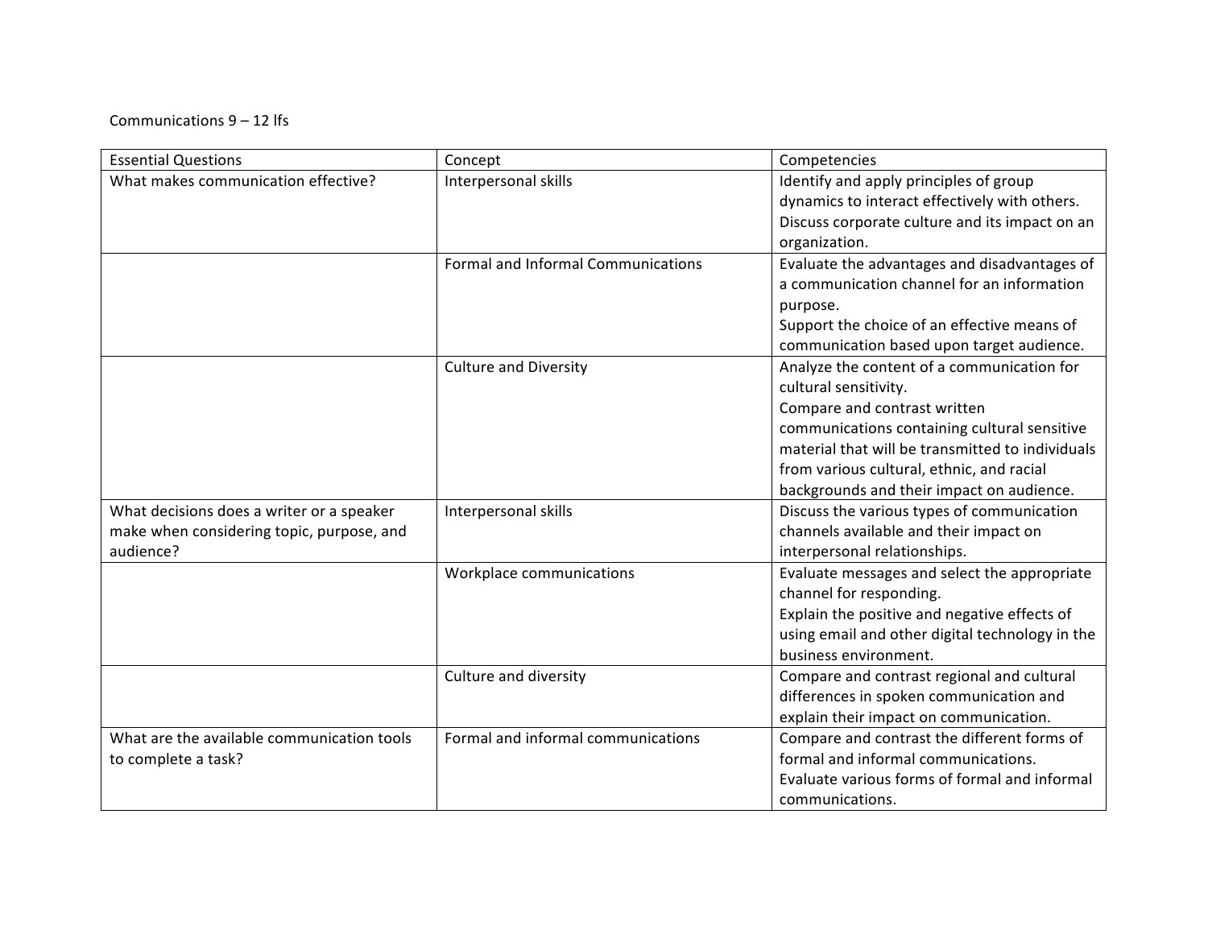Communications 9 – 12 lfs

| Essential Questions | Concept | Competencies |
| --- | --- | --- |
| What makes communication effective? | Interpersonal skills | Identify and apply principles of group dynamics to interact effectively with others.<br>Discuss corporate culture and its impact on an organization. |
| | Formal and Informal Communications | Evaluate the advantages and disadvantages of a communication channel for an information purpose.<br>Support the choice of an effective means of communication based upon target audience. |
| | Culture and Diversity | Analyze the content of a communication for cultural sensitivity.<br>Compare and contrast written communications containing cultural sensitive material that will be transmitted to individuals from various cultural, ethnic, and racial backgrounds and their impact on audience. |
| What decisions does a writer or a speaker make when considering topic, purpose, and audience? | Interpersonal skills | Discuss the various types of communication channels available and their impact on interpersonal relationships. |
| | Workplace communications | Evaluate messages and select the appropriate channel for responding.<br>Explain the positive and negative effects of using email and other digital technology in the business environment. |
| | Culture and diversity | Compare and contrast regional and cultural differences in spoken communication and explain their impact on communication. |
| What are the available communication tools to complete a task? | Formal and informal communications | Compare and contrast the different forms of formal and informal communications.<br>Evaluate various forms of formal and informal communications. |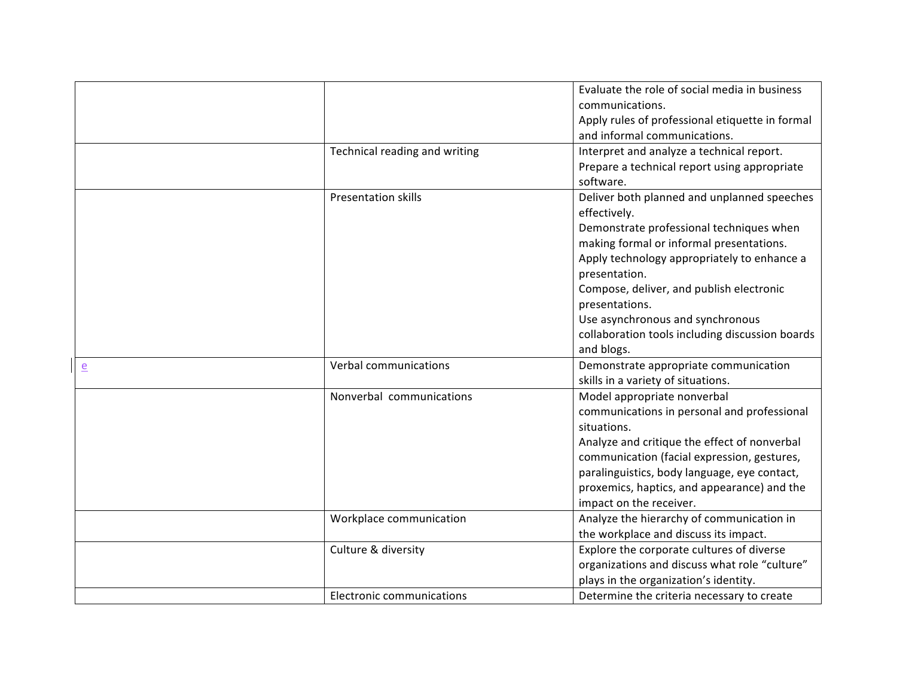| | | |
|---|---|---|
| | | Evaluate the role of social media in business communications.<br>Apply rules of professional etiquette in formal and informal communications. |
| | Technical reading and writing | Interpret and analyze a technical report.<br>Prepare a technical report using appropriate software. |
| | Presentation skills | Deliver both planned and unplanned speeches effectively.<br>Demonstrate professional techniques when making formal or informal presentations.<br>Apply technology appropriately to enhance a presentation.<br>Compose, deliver, and publish electronic presentations.<br>Use asynchronous and synchronous collaboration tools including discussion boards and blogs. |
| e | Verbal communications | Demonstrate appropriate communication skills in a variety of situations. |
| | Nonverbal communications | Model appropriate nonverbal communications in personal and professional situations.<br>Analyze and critique the effect of nonverbal communication (facial expression, gestures, paralinguistics, body language, eye contact, proxemics, haptics, and appearance) and the impact on the receiver. |
| | Workplace communication | Analyze the hierarchy of communication in the workplace and discuss its impact. |
| | Culture & diversity | Explore the corporate cultures of diverse organizations and discuss what role "culture" plays in the organization's identity. |
| | Electronic communications | Determine the criteria necessary to create |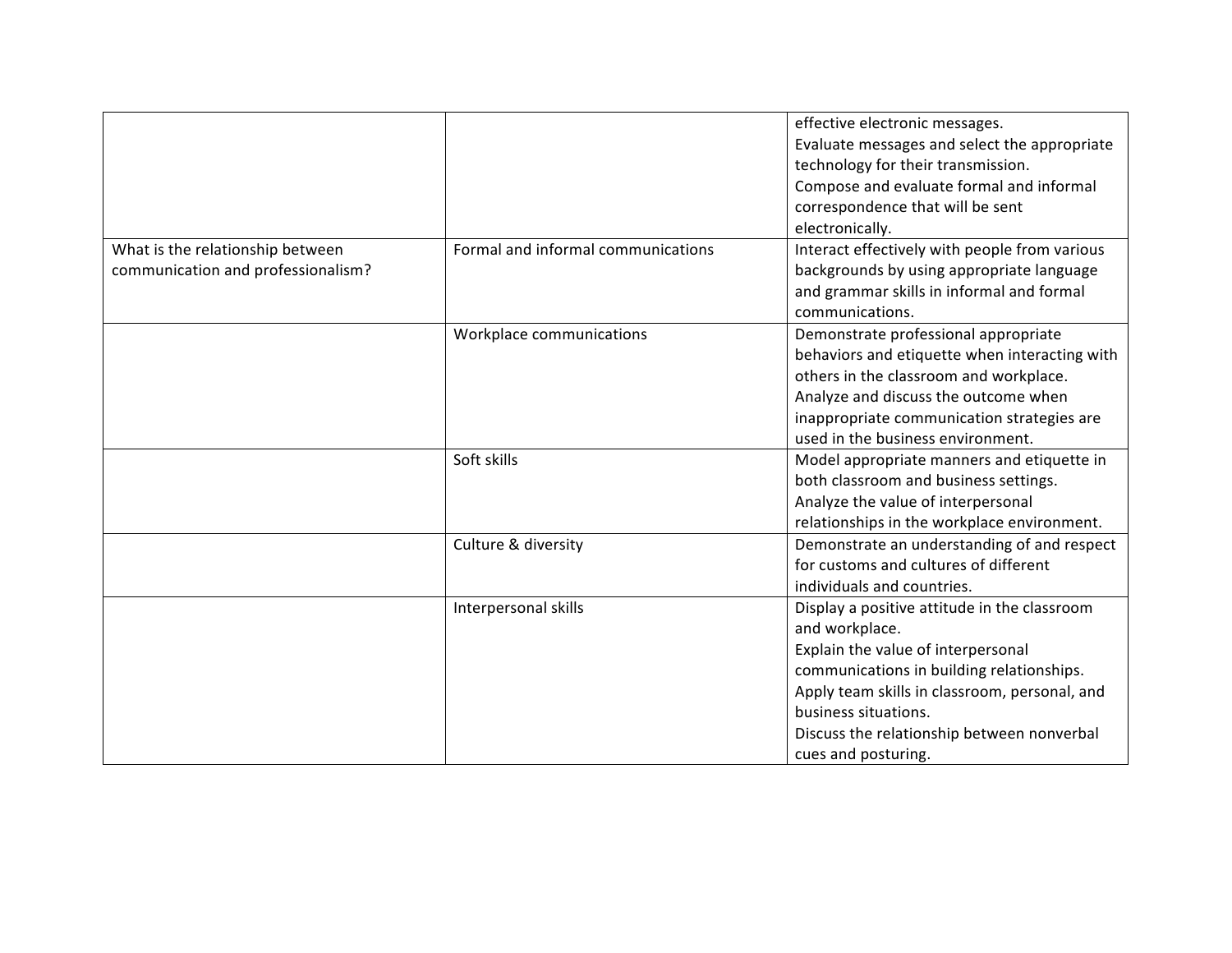| | | |
|---|---|---|
| | | effective electronic messages. Evaluate messages and select the appropriate technology for their transmission. Compose and evaluate formal and informal correspondence that will be sent electronically. |
| What is the relationship between communication and professionalism? | Formal and informal communications | Interact effectively with people from various backgrounds by using appropriate language and grammar skills in informal and formal communications. |
| | Workplace communications | Demonstrate professional appropriate behaviors and etiquette when interacting with others in the classroom and workplace. Analyze and discuss the outcome when inappropriate communication strategies are used in the business environment. |
| | Soft skills | Model appropriate manners and etiquette in both classroom and business settings. Analyze the value of interpersonal relationships in the workplace environment. |
| | Culture & diversity | Demonstrate an understanding of and respect for customs and cultures of different individuals and countries. |
| | Interpersonal skills | Display a positive attitude in the classroom and workplace. Explain the value of interpersonal communications in building relationships. Apply team skills in classroom, personal, and business situations. Discuss the relationship between nonverbal cues and posturing. |